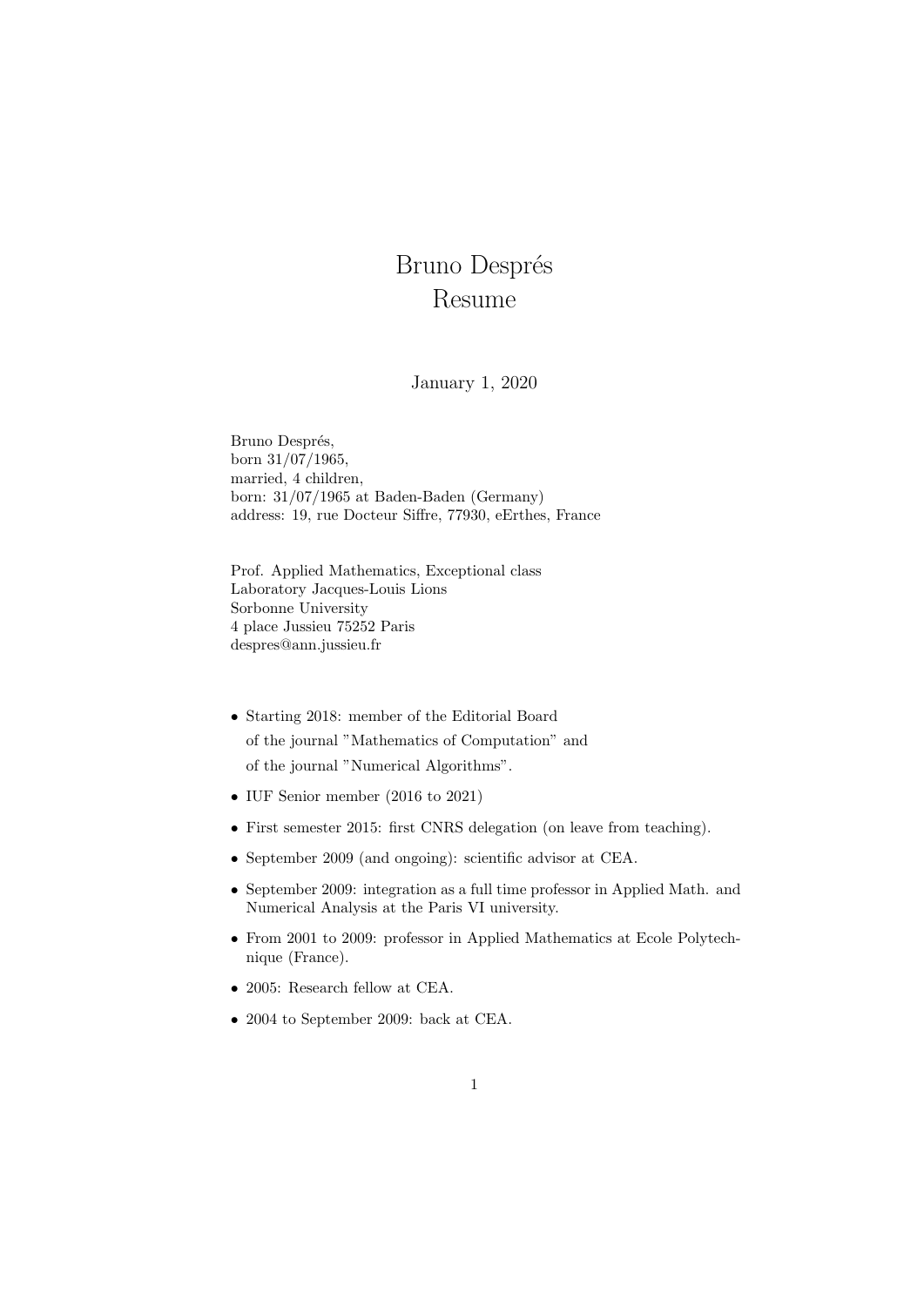# Bruno Després
# Resume

January 1, 2020

Bruno Després,
born 31/07/1965,
married, 4 children,
born: 31/07/1965 at Baden-Baden (Germany)
address: 19, rue Docteur Siffre, 77930, eErthes, France

Prof. Applied Mathematics, Exceptional class
Laboratory Jacques-Louis Lions
Sorbonne University
4 place Jussieu 75252 Paris
despres@ann.jussieu.fr

- Starting 2018: member of the Editorial Board
  of the journal "Mathematics of Computation" and
  of the journal "Numerical Algorithms".
- IUF Senior member (2016 to 2021)
- First semester 2015: first CNRS delegation (on leave from teaching).
- September 2009 (and ongoing): scientific advisor at CEA.
- September 2009: integration as a full time professor in Applied Math. and Numerical Analysis at the Paris VI university.
- From 2001 to 2009: professor in Applied Mathematics at Ecole Polytechnique (France).
- 2005: Research fellow at CEA.
- 2004 to September 2009: back at CEA.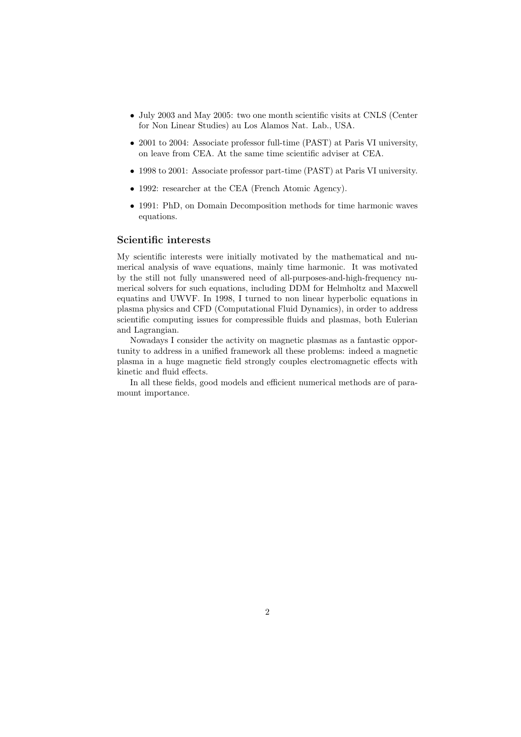- July 2003 and May 2005: two one month scientific visits at CNLS (Center for Non Linear Studies) au Los Alamos Nat. Lab., USA.
- 2001 to 2004: Associate professor full-time (PAST) at Paris VI university, on leave from CEA. At the same time scientific adviser at CEA.
- 1998 to 2001: Associate professor part-time (PAST) at Paris VI university.
- 1992: researcher at the CEA (French Atomic Agency).
- 1991: PhD, on Domain Decomposition methods for time harmonic waves equations.

### Scientific interests

My scientific interests were initially motivated by the mathematical and numerical analysis of wave equations, mainly time harmonic. It was motivated by the still not fully unanswered need of all-purposes-and-high-frequency numerical solvers for such equations, including DDM for Helmholtz and Maxwell equatins and UWVF. In 1998, I turned to non linear hyperbolic equations in plasma physics and CFD (Computational Fluid Dynamics), in order to address scientific computing issues for compressible fluids and plasmas, both Eulerian and Lagrangian.

Nowadays I consider the activity on magnetic plasmas as a fantastic opportunity to address in a unified framework all these problems: indeed a magnetic plasma in a huge magnetic field strongly couples electromagnetic effects with kinetic and fluid effects.

In all these fields, good models and efficient numerical methods are of paramount importance.